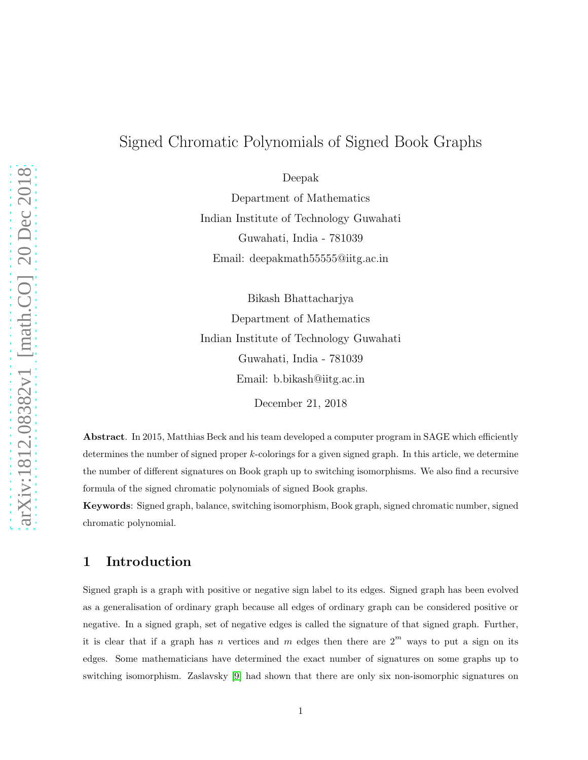# Signed Chromatic Polynomials of Signed Book Graphs

Deepak

Department of Mathematics

Indian Institute of Technology Guwahati

Guwahati, India - 781039

Email: deepakmath55555@iitg.ac.in

Bikash Bhattacharjya

Department of Mathematics

Indian Institute of Technology Guwahati

Guwahati, India - 781039

Email: b.bikash@iitg.ac.in

December 21, 2018

**Abstract**. In 2015, Matthias Beck and his team developed a computer program in SAGE which efficiently determines the number of signed proper $k$-colorings for a given signed graph. In this article, we determine the number of different signatures on Book graph up to switching isomorphisms. We also find a recursive formula of the signed chromatic polynomials of signed Book graphs.

**Keywords**: Signed graph, balance, switching isomorphism, Book graph, signed chromatic number, signed chromatic polynomial.

## 1 Introduction

Signed graph is a graph with positive or negative sign label to its edges. Signed graph has been evolved as a generalisation of ordinary graph because all edges of ordinary graph can be considered positive or negative. In a signed graph, set of negative edges is called the signature of that signed graph. Further, it is clear that if a graph has $n$ vertices and $m$ edges then there are $2^m$ ways to put a sign on its edges. Some mathematicians have determined the exact number of signatures on some graphs up to switching isomorphism. Zaslavsky [9] had shown that there are only six non-isomorphic signatures on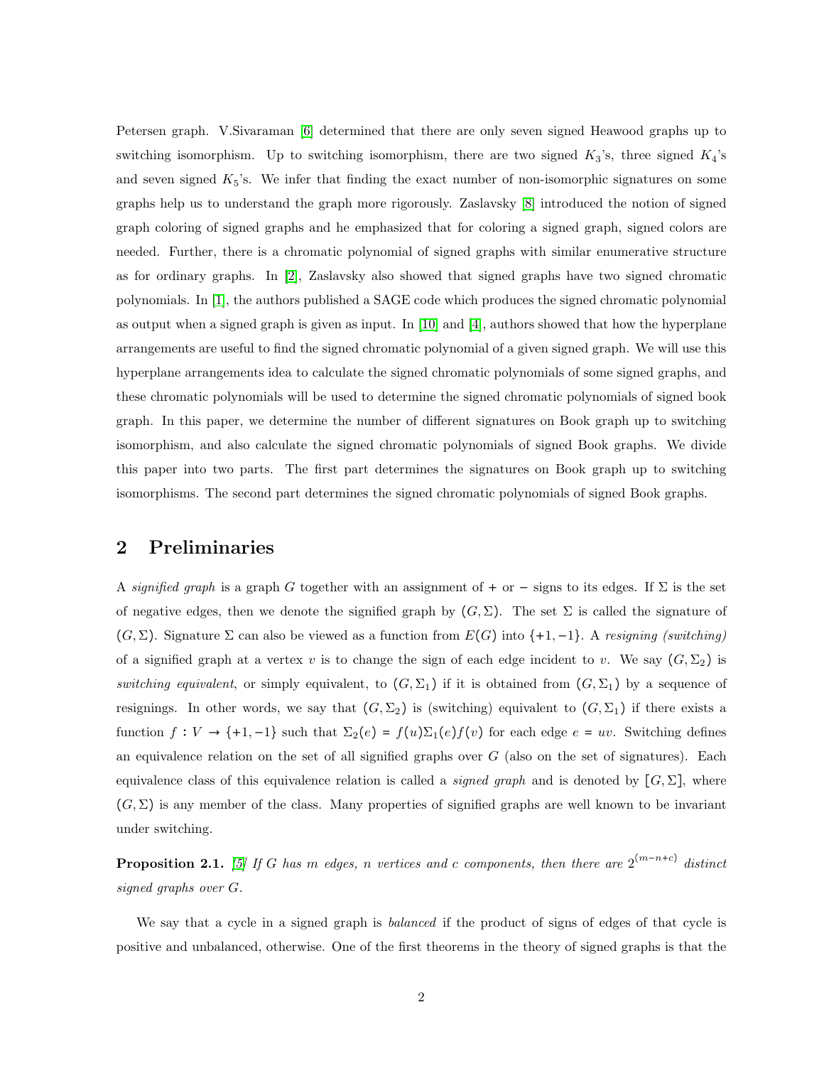Petersen graph. V.Sivaraman [6] determined that there are only seven signed Heawood graphs up to switching isomorphism. Up to switching isomorphism, there are two signed $K_3$'s, three signed $K_4$'s and seven signed $K_5$'s. We infer that finding the exact number of non-isomorphic signatures on some graphs help us to understand the graph more rigorously. Zaslavsky [8] introduced the notion of signed graph coloring of signed graphs and he emphasized that for coloring a signed graph, signed colors are needed. Further, there is a chromatic polynomial of signed graphs with similar enumerative structure as for ordinary graphs. In [2], Zaslavsky also showed that signed graphs have two signed chromatic polynomials. In [1], the authors published a SAGE code which produces the signed chromatic polynomial as output when a signed graph is given as input. In [10] and [4], authors showed that how the hyperplane arrangements are useful to find the signed chromatic polynomial of a given signed graph. We will use this hyperplane arrangements idea to calculate the signed chromatic polynomials of some signed graphs, and these chromatic polynomials will be used to determine the signed chromatic polynomials of signed book graph. In this paper, we determine the number of different signatures on Book graph up to switching isomorphism, and also calculate the signed chromatic polynomials of signed Book graphs. We divide this paper into two parts. The first part determines the signatures on Book graph up to switching isomorphisms. The second part determines the signed chromatic polynomials of signed Book graphs.

## 2 Preliminaries

A *signified graph* is a graph $G$ together with an assignment of + or − signs to its edges. If $\Sigma$ is the set of negative edges, then we denote the signified graph by $(G, \Sigma)$. The set $\Sigma$ is called the signature of $(G, \Sigma)$. Signature $\Sigma$ can also be viewed as a function from $E(G)$ into $\{+1, -1\}$. A *resigning (switching)* of a signified graph at a vertex $v$ is to change the sign of each edge incident to $v$. We say $(G, \Sigma_2)$ is *switching equivalent*, or simply equivalent, to $(G, \Sigma_1)$ if it is obtained from $(G, \Sigma_1)$ by a sequence of resignings. In other words, we say that $(G, \Sigma_2)$ is (switching) equivalent to $(G, \Sigma_1)$ if there exists a function $f : V \to \{+1, -1\}$ such that $\Sigma_2(e) = f(u)\Sigma_1(e)f(v)$ for each edge $e = uv$. Switching defines an equivalence relation on the set of all signified graphs over $G$ (also on the set of signatures). Each equivalence class of this equivalence relation is called a *signed graph* and is denoted by $[G, \Sigma]$, where $(G, \Sigma)$ is any member of the class. Many properties of signified graphs are well known to be invariant under switching.

**Proposition 2.1.** [5] *If $G$ has $m$ edges, $n$ vertices and $c$ components, then there are $2^{(m-n+c)}$ distinct signed graphs over $G$.*

We say that a cycle in a signed graph is *balanced* if the product of signs of edges of that cycle is positive and unbalanced, otherwise. One of the first theorems in the theory of signed graphs is that the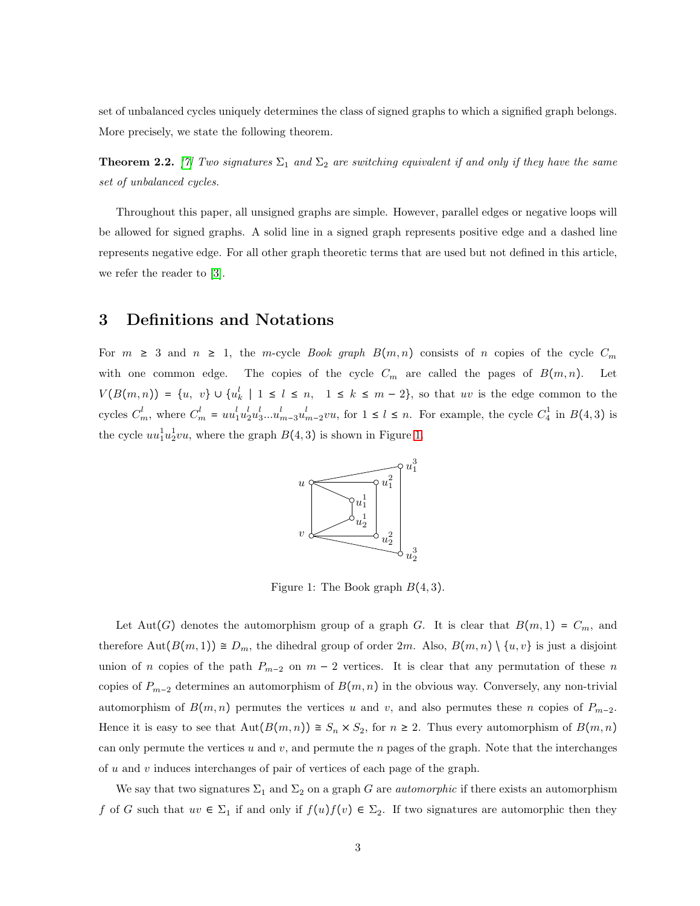set of unbalanced cycles uniquely determines the class of signed graphs to which a signified graph belongs. More precisely, we state the following theorem.

**Theorem 2.2.** [7] *Two signatures $\Sigma_1$ and $\Sigma_2$ are switching equivalent if and only if they have the same set of unbalanced cycles.*

Throughout this paper, all unsigned graphs are simple. However, parallel edges or negative loops will be allowed for signed graphs. A solid line in a signed graph represents positive edge and a dashed line represents negative edge. For all other graph theoretic terms that are used but not defined in this article, we refer the reader to [3].

# 3 Definitions and Notations

For $m \geq 3$ and $n \geq 1$, the $m$-cycle *Book graph* $B(m,n)$ consists of $n$ copies of the cycle $C_m$ with one common edge. The copies of the cycle $C_m$ are called the pages of $B(m,n)$. Let $V(B(m,n)) = \{u,\ v\} \cup \{u_k^l \mid 1 \leq l \leq n,\ \ 1 \leq k \leq m-2\}$, so that $uv$ is the edge common to the cycles $C_m^l$, where $C_m^l = uu_1^l u_2^l u_3^l ... u_{m-3}^l u_{m-2}^l vu$, for $1 \leq l \leq n$. For example, the cycle $C_4^1$ in $B(4,3)$ is the cycle $uu_1^1 u_2^1 vu$, where the graph $B(4,3)$ is shown in Figure 1.

Figure 1: The Book graph $B(4,3)$.

Let $\mathrm{Aut}(G)$ denotes the automorphism group of a graph $G$. It is clear that $B(m,1) = C_m$, and therefore $\mathrm{Aut}(B(m,1)) \cong D_m$, the dihedral group of order $2m$. Also, $B(m,n) \setminus \{u,v\}$ is just a disjoint union of $n$ copies of the path $P_{m-2}$ on $m-2$ vertices. It is clear that any permutation of these $n$ copies of $P_{m-2}$ determines an automorphism of $B(m,n)$ in the obvious way. Conversely, any non-trivial automorphism of $B(m,n)$ permutes the vertices $u$ and $v$, and also permutes these $n$ copies of $P_{m-2}$. Hence it is easy to see that $\mathrm{Aut}(B(m,n)) \cong S_n \times S_2$, for $n \geq 2$. Thus every automorphism of $B(m,n)$ can only permute the vertices $u$ and $v$, and permute the $n$ pages of the graph. Note that the interchanges of $u$ and $v$ induces interchanges of pair of vertices of each page of the graph.

We say that two signatures $\Sigma_1$ and $\Sigma_2$ on a graph $G$ are *automorphic* if there exists an automorphism $f$ of $G$ such that $uv \in \Sigma_1$ if and only if $f(u)f(v) \in \Sigma_2$. If two signatures are automorphic then they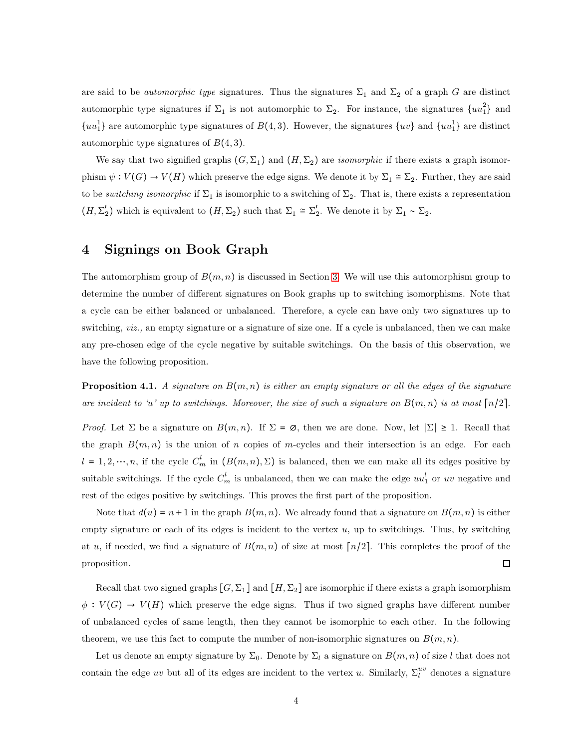are said to be *automorphic type* signatures. Thus the signatures $\Sigma_1$ and $\Sigma_2$ of a graph $G$ are distinct automorphic type signatures if $\Sigma_1$ is not automorphic to $\Sigma_2$. For instance, the signatures $\{uu_1^2\}$ and $\{uu_1^1\}$ are automorphic type signatures of $B(4,3)$. However, the signatures $\{uv\}$ and $\{uu_1^1\}$ are distinct automorphic type signatures of $B(4,3)$.

We say that two signified graphs $(G,\Sigma_1)$ and $(H,\Sigma_2)$ are *isomorphic* if there exists a graph isomorphism $\psi : V(G) \to V(H)$ which preserve the edge signs. We denote it by $\Sigma_1 \cong \Sigma_2$. Further, they are said to be *switching isomorphic* if $\Sigma_1$ is isomorphic to a switching of $\Sigma_2$. That is, there exists a representation $(H,\Sigma_2')$ which is equivalent to $(H,\Sigma_2)$ such that $\Sigma_1 \cong \Sigma_2'$. We denote it by $\Sigma_1 \sim \Sigma_2$.

# 4 Signings on Book Graph

The automorphism group of $B(m,n)$ is discussed in Section 3. We will use this automorphism group to determine the number of different signatures on Book graphs up to switching isomorphisms. Note that a cycle can be either balanced or unbalanced. Therefore, a cycle can have only two signatures up to switching, *viz.,* an empty signature or a signature of size one. If a cycle is unbalanced, then we can make any pre-chosen edge of the cycle negative by suitable switchings. On the basis of this observation, we have the following proposition.

**Proposition 4.1.** *A signature on $B(m,n)$ is either an empty signature or all the edges of the signature are incident to 'u' up to switchings. Moreover, the size of such a signature on $B(m,n)$ is at most $\lceil n/2 \rceil$.*

*Proof.* Let $\Sigma$ be a signature on $B(m,n)$. If $\Sigma = \varnothing$, then we are done. Now, let $|\Sigma| \geq 1$. Recall that the graph $B(m,n)$ is the union of $n$ copies of $m$-cycles and their intersection is an edge. For each $l = 1,2,\cdots,n$, if the cycle $C_m^l$ in $(B(m,n),\Sigma)$ is balanced, then we can make all its edges positive by suitable switchings. If the cycle $C_m^l$ is unbalanced, then we can make the edge $uu_1^l$ or $uv$ negative and rest of the edges positive by switchings. This proves the first part of the proposition.

Note that $d(u) = n+1$ in the graph $B(m,n)$. We already found that a signature on $B(m,n)$ is either empty signature or each of its edges is incident to the vertex $u$, up to switchings. Thus, by switching at $u$, if needed, we find a signature of $B(m,n)$ of size at most $\lceil n/2 \rceil$. This completes the proof of the proposition. $\square$

Recall that two signed graphs $[G,\Sigma_1]$ and $[H,\Sigma_2]$ are isomorphic if there exists a graph isomorphism $\phi : V(G) \to V(H)$ which preserve the edge signs. Thus if two signed graphs have different number of unbalanced cycles of same length, then they cannot be isomorphic to each other. In the following theorem, we use this fact to compute the number of non-isomorphic signatures on $B(m,n)$.

Let us denote an empty signature by $\Sigma_0$. Denote by $\Sigma_l$ a signature on $B(m,n)$ of size $l$ that does not contain the edge $uv$ but all of its edges are incident to the vertex $u$. Similarly, $\Sigma_l^{uv}$ denotes a signature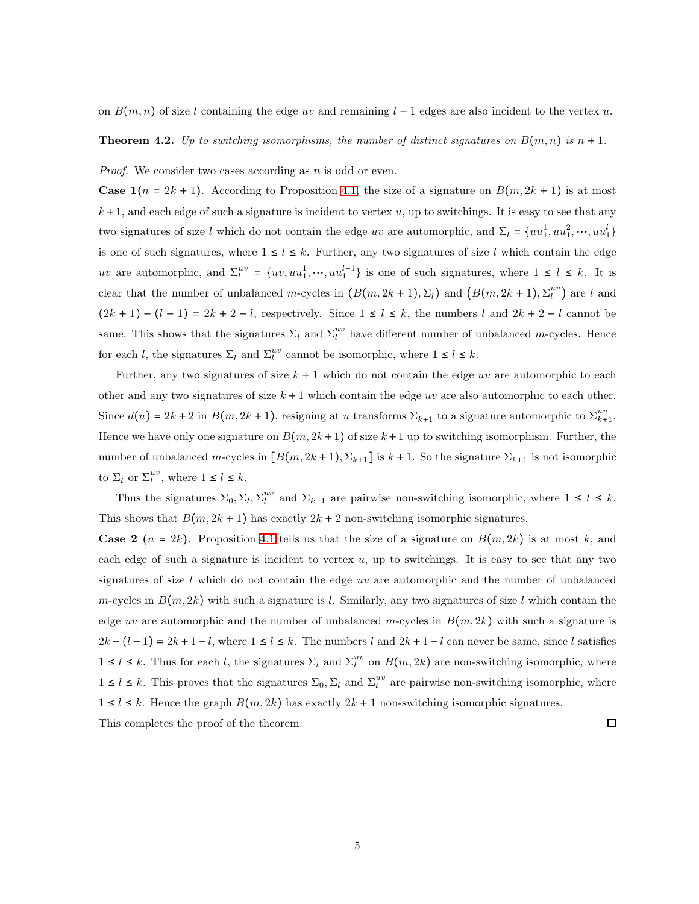on $B(m,n)$ of size $l$ containing the edge $uv$ and remaining $l-1$ edges are also incident to the vertex $u$.

**Theorem 4.2.** *Up to switching isomorphisms, the number of distinct signatures on $B(m,n)$ is $n+1$.*

*Proof.* We consider two cases according as $n$ is odd or even.

**Case 1**($n = 2k+1$). According to Proposition 4.1, the size of a signature on $B(m, 2k+1)$ is at most $k+1$, and each edge of such a signature is incident to vertex $u$, up to switchings. It is easy to see that any two signatures of size $l$ which do not contain the edge $uv$ are automorphic, and $\Sigma_l = \{uu_1^1, uu_1^2, \cdots, uu_1^l\}$ is one of such signatures, where $1 \leq l \leq k$. Further, any two signatures of size $l$ which contain the edge $uv$ are automorphic, and $\Sigma_l^{uv} = \{uv, uu_1^1, \cdots, uu_1^{l-1}\}$ is one of such signatures, where $1 \leq l \leq k$. It is clear that the number of unbalanced $m$-cycles in $(B(m, 2k+1), \Sigma_l)$ and $(B(m, 2k+1), \Sigma_l^{uv})$ are $l$ and $(2k+1) - (l-1) = 2k+2-l$, respectively. Since $1 \leq l \leq k$, the numbers $l$ and $2k+2-l$ cannot be same. This shows that the signatures $\Sigma_l$ and $\Sigma_l^{uv}$ have different number of unbalanced $m$-cycles. Hence for each $l$, the signatures $\Sigma_l$ and $\Sigma_l^{uv}$ cannot be isomorphic, where $1 \leq l \leq k$.

Further, any two signatures of size $k+1$ which do not contain the edge $uv$ are automorphic to each other and any two signatures of size $k+1$ which contain the edge $uv$ are also automorphic to each other. Since $d(u) = 2k+2$ in $B(m, 2k+1)$, resigning at $u$ transforms $\Sigma_{k+1}$ to a signature automorphic to $\Sigma_{k+1}^{uv}$. Hence we have only one signature on $B(m, 2k+1)$ of size $k+1$ up to switching isomorphism. Further, the number of unbalanced $m$-cycles in $[B(m, 2k+1), \Sigma_{k+1}]$ is $k+1$. So the signature $\Sigma_{k+1}$ is not isomorphic to $\Sigma_l$ or $\Sigma_l^{uv}$, where $1 \leq l \leq k$.

Thus the signatures $\Sigma_0, \Sigma_l, \Sigma_l^{uv}$ and $\Sigma_{k+1}$ are pairwise non-switching isomorphic, where $1 \leq l \leq k$. This shows that $B(m, 2k+1)$ has exactly $2k+2$ non-switching isomorphic signatures.

**Case 2** ($n = 2k$). Proposition 4.1 tells us that the size of a signature on $B(m, 2k)$ is at most $k$, and each edge of such a signature is incident to vertex $u$, up to switchings. It is easy to see that any two signatures of size $l$ which do not contain the edge $uv$ are automorphic and the number of unbalanced $m$-cycles in $B(m, 2k)$ with such a signature is $l$. Similarly, any two signatures of size $l$ which contain the edge $uv$ are automorphic and the number of unbalanced $m$-cycles in $B(m, 2k)$ with such a signature is $2k - (l-1) = 2k+1-l$, where $1 \leq l \leq k$. The numbers $l$ and $2k+1-l$ can never be same, since $l$ satisfies $1 \leq l \leq k$. Thus for each $l$, the signatures $\Sigma_l$ and $\Sigma_l^{uv}$ on $B(m, 2k)$ are non-switching isomorphic, where $1 \leq l \leq k$. This proves that the signatures $\Sigma_0, \Sigma_l$ and $\Sigma_l^{uv}$ are pairwise non-switching isomorphic, where $1 \leq l \leq k$. Hence the graph $B(m, 2k)$ has exactly $2k+1$ non-switching isomorphic signatures.

This completes the proof of the theorem. ◻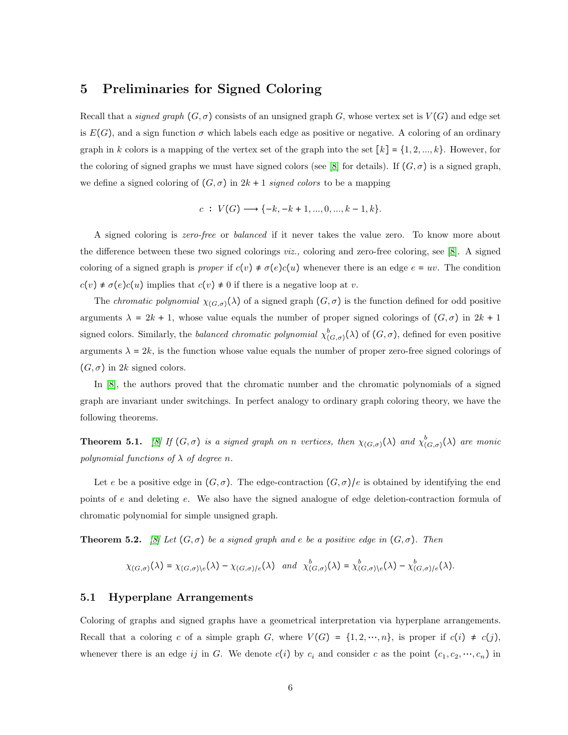## 5 Preliminaries for Signed Coloring

Recall that a *signed graph* $(G, \sigma)$ consists of an unsigned graph $G$, whose vertex set is $V(G)$ and edge set is $E(G)$, and a sign function $\sigma$ which labels each edge as positive or negative. A coloring of an ordinary graph in $k$ colors is a mapping of the vertex set of the graph into the set $[k] = \{1, 2, ..., k\}$. However, for the coloring of signed graphs we must have signed colors (see [8] for details). If $(G, \sigma)$ is a signed graph, we define a signed coloring of $(G, \sigma)$ in $2k + 1$ *signed colors* to be a mapping

$$c : V(G) \longrightarrow \{-k, -k+1, ..., 0, ..., k-1, k\}.$$

A signed coloring is *zero-free* or *balanced* if it never takes the value zero. To know more about the difference between these two signed colorings *viz.,* coloring and zero-free coloring, see [8]. A signed coloring of a signed graph is *proper* if $c(v) \neq \sigma(e)c(u)$ whenever there is an edge $e = uv$. The condition $c(v) \neq \sigma(e)c(u)$ implies that $c(v) \neq 0$ if there is a negative loop at $v$.

The *chromatic polynomial* $\chi_{(G,\sigma)}(\lambda)$ of a signed graph $(G, \sigma)$ is the function defined for odd positive arguments $\lambda = 2k + 1$, whose value equals the number of proper signed colorings of $(G, \sigma)$ in $2k + 1$ signed colors. Similarly, the *balanced chromatic polynomial* $\chi^b_{(G,\sigma)}(\lambda)$ of $(G, \sigma)$, defined for even positive arguments $\lambda = 2k$, is the function whose value equals the number of proper zero-free signed colorings of $(G, \sigma)$ in $2k$ signed colors.

In [8], the authors proved that the chromatic number and the chromatic polynomials of a signed graph are invariant under switchings. In perfect analogy to ordinary graph coloring theory, we have the following theorems.

**Theorem 5.1.** *[8] If $(G, \sigma)$ is a signed graph on $n$ vertices, then $\chi_{(G,\sigma)}(\lambda)$ and $\chi^b_{(G,\sigma)}(\lambda)$ are monic polynomial functions of $\lambda$ of degree $n$.*

Let $e$ be a positive edge in $(G, \sigma)$. The edge-contraction $(G, \sigma)/e$ is obtained by identifying the end points of $e$ and deleting $e$. We also have the signed analogue of edge deletion-contraction formula of chromatic polynomial for simple unsigned graph.

**Theorem 5.2.** *[8] Let $(G, \sigma)$ be a signed graph and $e$ be a positive edge in $(G, \sigma)$. Then*

$$\chi_{(G,\sigma)}(\lambda) = \chi_{(G,\sigma)\setminus e}(\lambda) - \chi_{(G,\sigma)/e}(\lambda) \quad \textit{and} \quad \chi^b_{(G,\sigma)}(\lambda) = \chi^b_{(G,\sigma)\setminus e}(\lambda) - \chi^b_{(G,\sigma)/e}(\lambda).$$

### 5.1 Hyperplane Arrangements

Coloring of graphs and signed graphs have a geometrical interpretation via hyperplane arrangements. Recall that a coloring $c$ of a simple graph $G$, where $V(G) = \{1, 2, \cdots, n\}$, is proper if $c(i) \neq c(j)$, whenever there is an edge $ij$ in $G$. We denote $c(i)$ by $c_i$ and consider $c$ as the point $(c_1, c_2, \cdots, c_n)$ in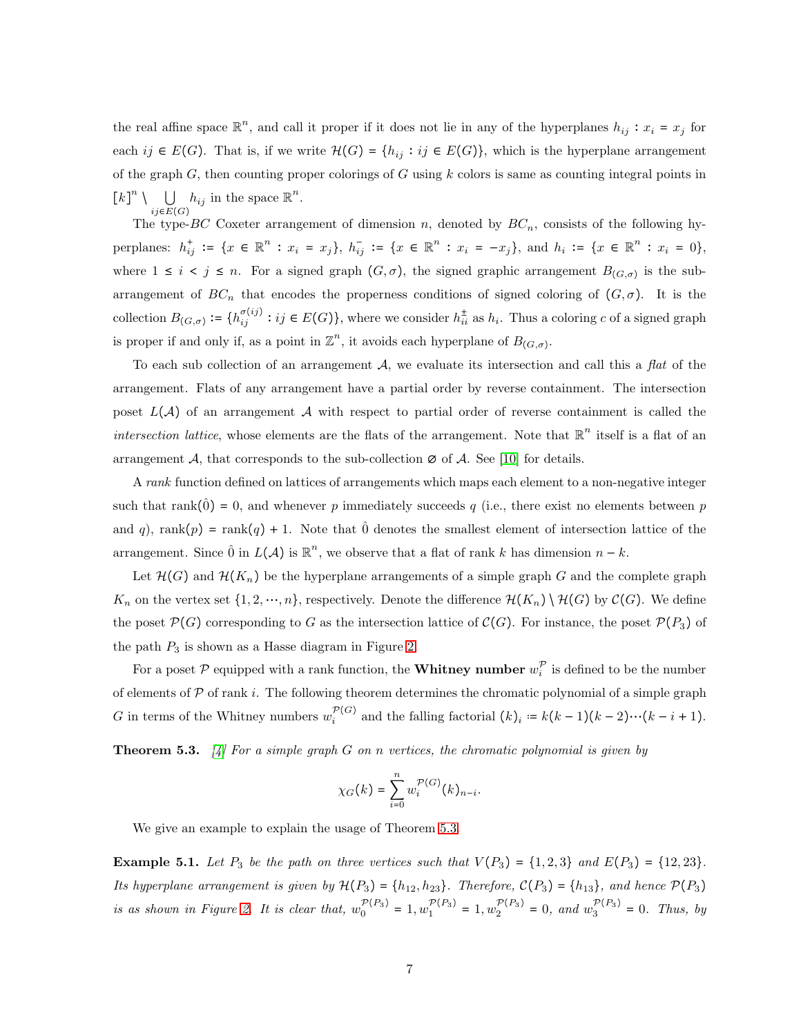the real affine space $\mathbb{R}^n$, and call it proper if it does not lie in any of the hyperplanes $h_{ij} : x_i = x_j$ for each $ij \in E(G)$. That is, if we write $\mathcal{H}(G) = \{h_{ij} : ij \in E(G)\}$, which is the hyperplane arrangement of the graph $G$, then counting proper colorings of $G$ using $k$ colors is same as counting integral points in $[k]^n \setminus \bigcup_{ij \in E(G)} h_{ij}$ in the space $\mathbb{R}^n$.

The type-$BC$ Coxeter arrangement of dimension $n$, denoted by $BC_n$, consists of the following hyperplanes: $h^+_{ij} := \{x \in \mathbb{R}^n : x_i = x_j\}$, $h^-_{ij} := \{x \in \mathbb{R}^n : x_i = -x_j\}$, and $h_i := \{x \in \mathbb{R}^n : x_i = 0\}$, where $1 \le i < j \le n$. For a signed graph $(G, \sigma)$, the signed graphic arrangement $B_{(G,\sigma)}$ is the sub-arrangement of $BC_n$ that encodes the properness conditions of signed coloring of $(G, \sigma)$. It is the collection $B_{(G,\sigma)} := \{h^{\sigma(ij)}_{ij} : ij \in E(G)\}$, where we consider $h^{\pm}_{ii}$ as $h_i$. Thus a coloring $c$ of a signed graph is proper if and only if, as a point in $\mathbb{Z}^n$, it avoids each hyperplane of $B_{(G,\sigma)}$.

To each sub collection of an arrangement $\mathcal{A}$, we evaluate its intersection and call this a *flat* of the arrangement. Flats of any arrangement have a partial order by reverse containment. The intersection poset $L(\mathcal{A})$ of an arrangement $\mathcal{A}$ with respect to partial order of reverse containment is called the *intersection lattice*, whose elements are the flats of the arrangement. Note that $\mathbb{R}^n$ itself is a flat of an arrangement $\mathcal{A}$, that corresponds to the sub-collection $\varnothing$ of $\mathcal{A}$. See [10] for details.

A *rank* function defined on lattices of arrangements which maps each element to a non-negative integer such that $\text{rank}(\hat{0}) = 0$, and whenever $p$ immediately succeeds $q$ (i.e., there exist no elements between $p$ and $q$), $\text{rank}(p) = \text{rank}(q) + 1$. Note that $\hat{0}$ denotes the smallest element of intersection lattice of the arrangement. Since $\hat{0}$ in $L(\mathcal{A})$ is $\mathbb{R}^n$, we observe that a flat of rank $k$ has dimension $n - k$.

Let $\mathcal{H}(G)$ and $\mathcal{H}(K_n)$ be the hyperplane arrangements of a simple graph $G$ and the complete graph $K_n$ on the vertex set $\{1, 2, \cdots, n\}$, respectively. Denote the difference $\mathcal{H}(K_n) \setminus \mathcal{H}(G)$ by $\mathcal{C}(G)$. We define the poset $\mathcal{P}(G)$ corresponding to $G$ as the intersection lattice of $\mathcal{C}(G)$. For instance, the poset $\mathcal{P}(P_3)$ of the path $P_3$ is shown as a Hasse diagram in Figure 2.

For a poset $\mathcal{P}$ equipped with a rank function, the **Whitney number** $w^{\mathcal{P}}_i$ is defined to be the number of elements of $\mathcal{P}$ of rank $i$. The following theorem determines the chromatic polynomial of a simple graph $G$ in terms of the Whitney numbers $w^{\mathcal{P}(G)}_i$ and the falling factorial $(k)_i := k(k-1)(k-2)\cdots(k-i+1)$.

**Theorem 5.3.** *[4] For a simple graph $G$ on $n$ vertices, the chromatic polynomial is given by*

$$\chi_G(k) = \sum_{i=0}^{n} w^{\mathcal{P}(G)}_i (k)_{n-i}.$$

We give an example to explain the usage of Theorem 5.3.

**Example 5.1.** *Let $P_3$ be the path on three vertices such that $V(P_3) = \{1, 2, 3\}$ and $E(P_3) = \{12, 23\}$. Its hyperplane arrangement is given by $\mathcal{H}(P_3) = \{h_{12}, h_{23}\}$. Therefore, $\mathcal{C}(P_3) = \{h_{13}\}$, and hence $\mathcal{P}(P_3)$ is as shown in Figure 2. It is clear that, $w^{\mathcal{P}(P_3)}_0 = 1, w^{\mathcal{P}(P_3)}_1 = 1, w^{\mathcal{P}(P_3)}_2 = 0$, and $w^{\mathcal{P}(P_3)}_3 = 0$. Thus, by*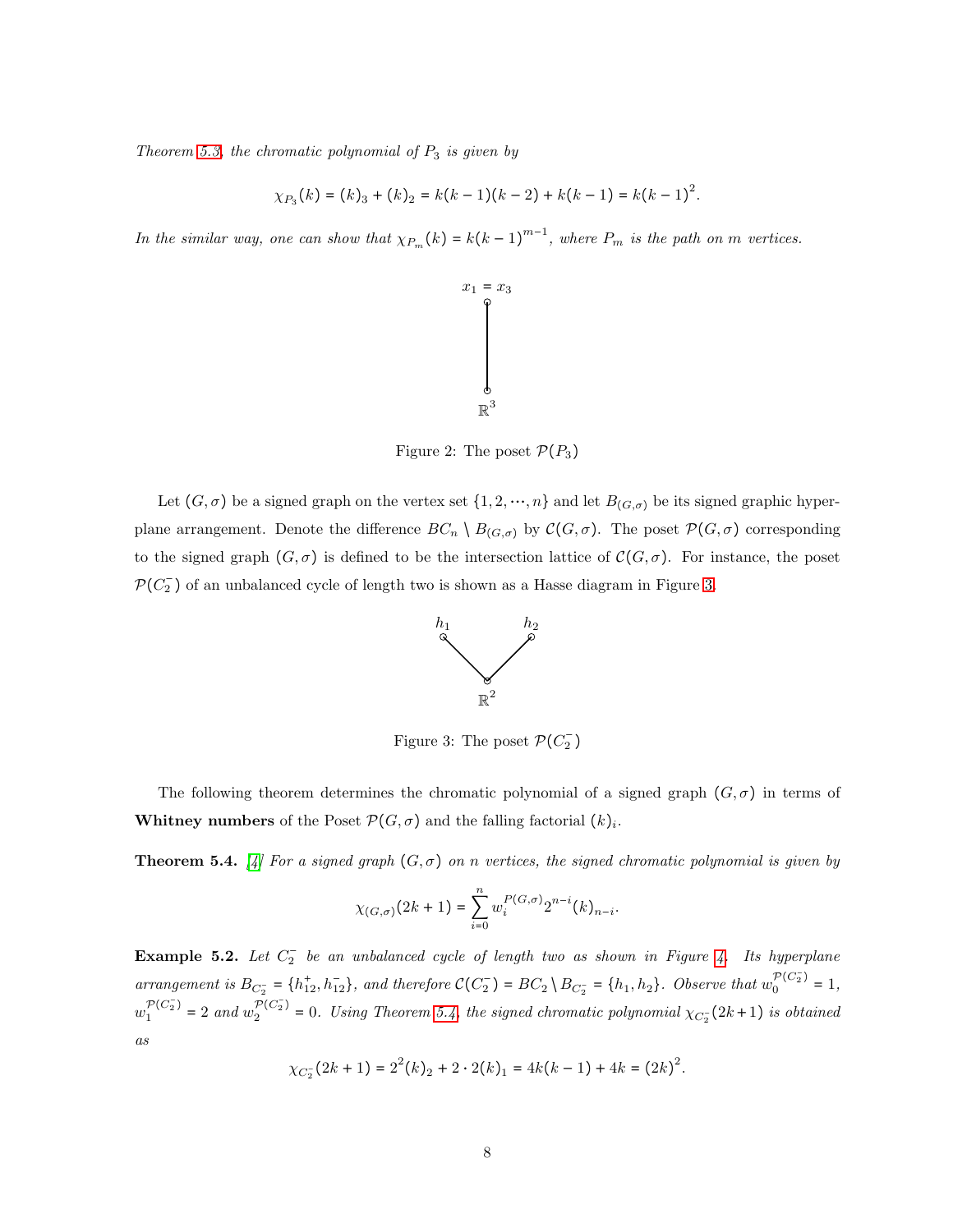*Theorem 5.3, the chromatic polynomial of $P_3$ is given by*

$$\chi_{P_3}(k) = (k)_3 + (k)_2 = k(k-1)(k-2) + k(k-1) = k(k-1)^2.$$

*In the similar way, one can show that $\chi_{P_m}(k) = k(k-1)^{m-1}$, where $P_m$ is the path on $m$ vertices.*

$x_1 = x_3$

$\mathbb{R}^3$

Figure 2: The poset $\mathcal{P}(P_3)$

Let $(G,\sigma)$ be a signed graph on the vertex set $\{1,2,\cdots,n\}$ and let $B_{(G,\sigma)}$ be its signed graphic hyperplane arrangement. Denote the difference $BC_n \setminus B_{(G,\sigma)}$ by $\mathcal{C}(G,\sigma)$. The poset $\mathcal{P}(G,\sigma)$ corresponding to the signed graph $(G,\sigma)$ is defined to be the intersection lattice of $\mathcal{C}(G,\sigma)$. For instance, the poset $\mathcal{P}(C_2^-)$ of an unbalanced cycle of length two is shown as a Hasse diagram in Figure 3.

$h_1$ $h_2$

$\mathbb{R}^2$

Figure 3: The poset $\mathcal{P}(C_2^-)$

The following theorem determines the chromatic polynomial of a signed graph $(G,\sigma)$ in terms of **Whitney numbers** of the Poset $\mathcal{P}(G,\sigma)$ and the falling factorial $(k)_i$.

**Theorem 5.4.** *[4] For a signed graph $(G,\sigma)$ on $n$ vertices, the signed chromatic polynomial is given by*

$$\chi_{(G,\sigma)}(2k+1) = \sum_{i=0}^{n} w_i^{P(G,\sigma)} 2^{n-i} (k)_{n-i}.$$

**Example 5.2.** *Let $C_2^-$ be an unbalanced cycle of length two as shown in Figure 4. Its hyperplane arrangement is $B_{C_2^-} = \{h_{12}^+, h_{12}^-\}$, and therefore $\mathcal{C}(C_2^-) = BC_2 \setminus B_{C_2^-} = \{h_1, h_2\}$. Observe that $w_0^{\mathcal{P}(C_2^-)} = 1$, $w_1^{\mathcal{P}(C_2^-)} = 2$ and $w_2^{\mathcal{P}(C_2^-)} = 0$. Using Theorem 5.4, the signed chromatic polynomial $\chi_{C_2^-}(2k+1)$ is obtained as*

$$\chi_{C_2^-}(2k+1) = 2^2(k)_2 + 2 \cdot 2(k)_1 = 4k(k-1) + 4k = (2k)^2.$$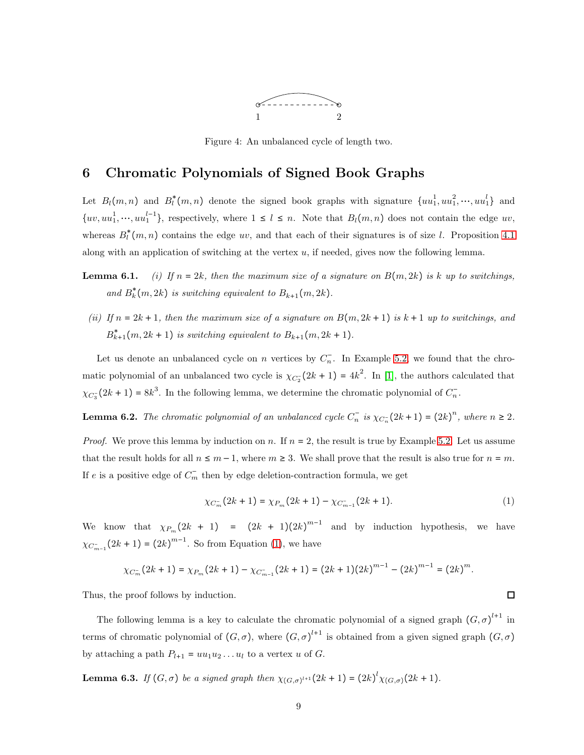Figure 4: An unbalanced cycle of length two.

## 6 Chromatic Polynomials of Signed Book Graphs

Let $B_l(m,n)$ and $B_l^*(m,n)$ denote the signed book graphs with signature $\{uu_1^1, uu_1^2, \cdots, uu_1^l\}$ and $\{uv, uu_1^1, \cdots, uu_1^{l-1}\}$, respectively, where $1 \le l \le n$. Note that $B_l(m,n)$ does not contain the edge $uv$, whereas $B_l^*(m,n)$ contains the edge $uv$, and that each of their signatures is of size $l$. Proposition 4.1 along with an application of switching at the vertex $u$, if needed, gives now the following lemma.

**Lemma 6.1.** *(i) If $n = 2k$, then the maximum size of a signature on $B(m,2k)$ is $k$ up to switchings, and $B_k^*(m,2k)$ is switching equivalent to $B_{k+1}(m,2k)$.*

*(ii) If $n = 2k+1$, then the maximum size of a signature on $B(m,2k+1)$ is $k+1$ up to switchings, and $B_{k+1}^*(m,2k+1)$ is switching equivalent to $B_{k+1}(m,2k+1)$.*

Let us denote an unbalanced cycle on $n$ vertices by $C_n^-$. In Example 5.2, we found that the chromatic polynomial of an unbalanced two cycle is $\chi_{C_2^-}(2k+1) = 4k^2$. In [1], the authors calculated that $\chi_{C_3^-}(2k+1) = 8k^3$. In the following lemma, we determine the chromatic polynomial of $C_n^-$.

**Lemma 6.2.** *The chromatic polynomial of an unbalanced cycle $C_n^-$ is $\chi_{C_n^-}(2k+1) = (2k)^n$, where $n \ge 2$.*

*Proof.* We prove this lemma by induction on $n$. If $n = 2$, the result is true by Example 5.2. Let us assume that the result holds for all $n \le m-1$, where $m \ge 3$. We shall prove that the result is also true for $n = m$. If $e$ is a positive edge of $C_m^-$ then by edge deletion-contraction formula, we get

$$\chi_{C_m^-}(2k+1) = \chi_{P_m}(2k+1) - \chi_{C_{m-1}^-}(2k+1). \tag{1}$$

We know that $\chi_{P_m}(2k+1) = (2k+1)(2k)^{m-1}$ and by induction hypothesis, we have $\chi_{C_{m-1}^-}(2k+1) = (2k)^{m-1}$. So from Equation (1), we have

$$\chi_{C_m^-}(2k+1) = \chi_{P_m}(2k+1) - \chi_{C_{m-1}^-}(2k+1) = (2k+1)(2k)^{m-1} - (2k)^{m-1} = (2k)^m.$$

Thus, the proof follows by induction. □

The following lemma is a key to calculate the chromatic polynomial of a signed graph $(G,\sigma)^{l+1}$ in terms of chromatic polynomial of $(G,\sigma)$, where $(G,\sigma)^{l+1}$ is obtained from a given signed graph $(G,\sigma)$ by attaching a path $P_{l+1} = uu_1u_2\ldots u_l$ to a vertex $u$ of $G$.

**Lemma 6.3.** *If $(G,\sigma)$ be a signed graph then $\chi_{(G,\sigma)^{l+1}}(2k+1) = (2k)^l \chi_{(G,\sigma)}(2k+1)$.*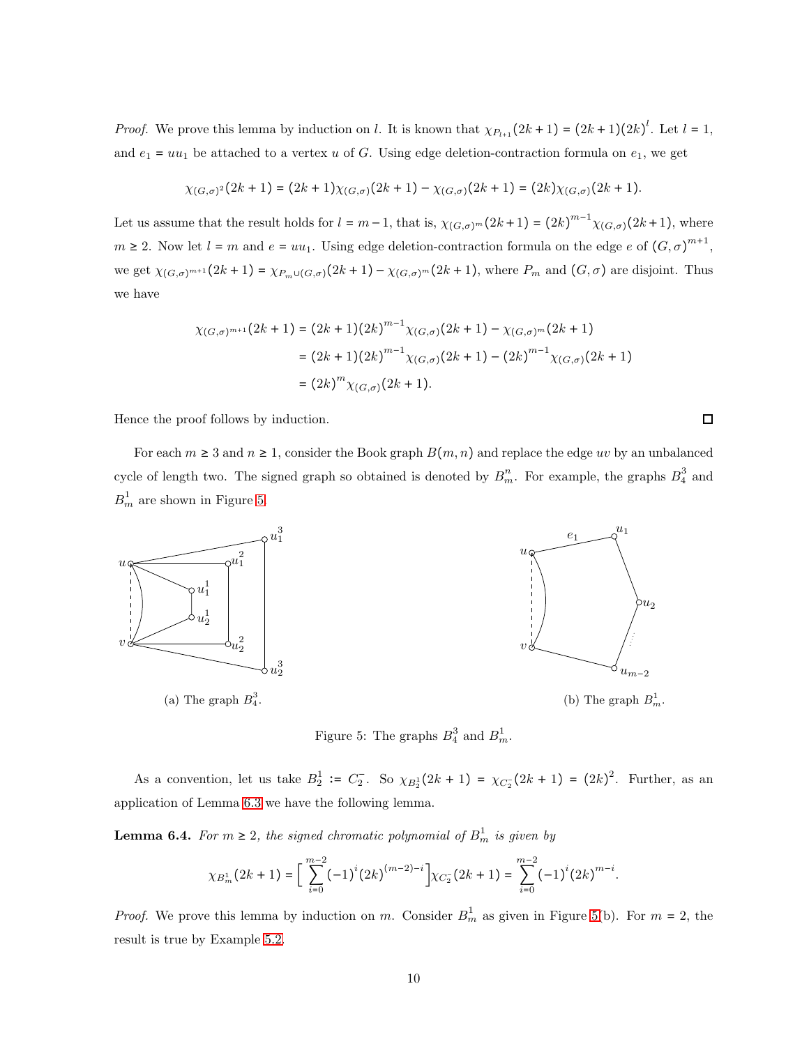*Proof.* We prove this lemma by induction on $l$. It is known that $\chi_{P_{l+1}}(2k+1) = (2k+1)(2k)^l$. Let $l = 1$, and $e_1 = uu_1$ be attached to a vertex $u$ of $G$. Using edge deletion-contraction formula on $e_1$, we get

$$\chi_{(G,\sigma)^2}(2k+1) = (2k+1)\chi_{(G,\sigma)}(2k+1) - \chi_{(G,\sigma)}(2k+1) = (2k)\chi_{(G,\sigma)}(2k+1).$$

Let us assume that the result holds for $l = m-1$, that is, $\chi_{(G,\sigma)^m}(2k+1) = (2k)^{m-1}\chi_{(G,\sigma)}(2k+1)$, where $m \geq 2$. Now let $l = m$ and $e = uu_1$. Using edge deletion-contraction formula on the edge $e$ of $(G,\sigma)^{m+1}$, we get $\chi_{(G,\sigma)^{m+1}}(2k+1) = \chi_{P_m \cup (G,\sigma)}(2k+1) - \chi_{(G,\sigma)^m}(2k+1)$, where $P_m$ and $(G,\sigma)$ are disjoint. Thus we have

$$\begin{aligned}
\chi_{(G,\sigma)^{m+1}}(2k+1) &= (2k+1)(2k)^{m-1}\chi_{(G,\sigma)}(2k+1) - \chi_{(G,\sigma)^m}(2k+1) \\
&= (2k+1)(2k)^{m-1}\chi_{(G,\sigma)}(2k+1) - (2k)^{m-1}\chi_{(G,\sigma)}(2k+1) \\
&= (2k)^m\chi_{(G,\sigma)}(2k+1).
\end{aligned}$$

Hence the proof follows by induction. □

For each $m \geq 3$ and $n \geq 1$, consider the Book graph $B(m,n)$ and replace the edge $uv$ by an unbalanced cycle of length two. The signed graph so obtained is denoted by $B_m^n$. For example, the graphs $B_4^3$ and $B_m^1$ are shown in Figure 5.

(a) The graph $B_4^3$.

(b) The graph $B_m^1$.

Figure 5: The graphs $B_4^3$ and $B_m^1$.

As a convention, let us take $B_2^1 := C_2^-$. So $\chi_{B_2^1}(2k+1) = \chi_{C_2^-}(2k+1) = (2k)^2$. Further, as an application of Lemma 6.3 we have the following lemma.

**Lemma 6.4.** *For $m \geq 2$, the signed chromatic polynomial of $B_m^1$ is given by*

$$\chi_{B_m^1}(2k+1) = \Big[\sum_{i=0}^{m-2}(-1)^i(2k)^{(m-2)-i}\Big]\chi_{C_2^-}(2k+1) = \sum_{i=0}^{m-2}(-1)^i(2k)^{m-i}.$$

*Proof.* We prove this lemma by induction on $m$. Consider $B_m^1$ as given in Figure 5(b). For $m = 2$, the result is true by Example 5.2.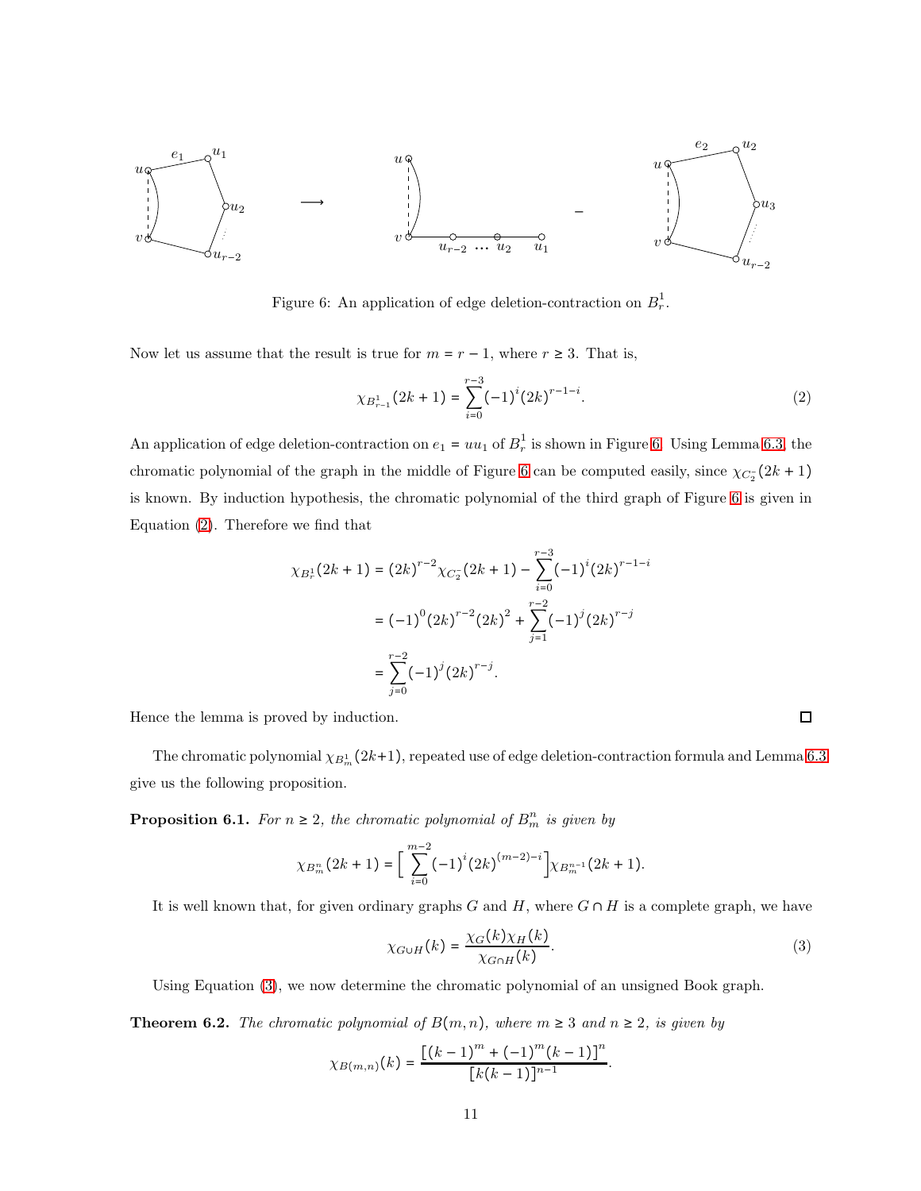Figure 6: An application of edge deletion-contraction on $B_r^1$.

Now let us assume that the result is true for $m = r - 1$, where $r \geq 3$. That is,

$$\chi_{B_{r-1}^1}(2k+1) = \sum_{i=0}^{r-3} (-1)^i (2k)^{r-1-i}. \tag{2}$$

An application of edge deletion-contraction on $e_1 = uu_1$ of $B_r^1$ is shown in Figure 6. Using Lemma 6.3, the chromatic polynomial of the graph in the middle of Figure 6 can be computed easily, since $\chi_{C_2^-}(2k+1)$ is known. By induction hypothesis, the chromatic polynomial of the third graph of Figure 6 is given in Equation (2). Therefore we find that

$$\begin{aligned}
\chi_{B_r^1}(2k+1) &= (2k)^{r-2}\chi_{C_2^-}(2k+1) - \sum_{i=0}^{r-3} (-1)^i (2k)^{r-1-i} \\
&= (-1)^0 (2k)^{r-2}(2k)^2 + \sum_{j=1}^{r-2} (-1)^j (2k)^{r-j} \\
&= \sum_{j=0}^{r-2} (-1)^j (2k)^{r-j}.
\end{aligned}$$

Hence the lemma is proved by induction. □

The chromatic polynomial $\chi_{B_m^1}(2k+1)$, repeated use of edge deletion-contraction formula and Lemma 6.3 give us the following proposition.

**Proposition 6.1.** *For $n \geq 2$, the chromatic polynomial of $B_m^n$ is given by*

$$\chi_{B_m^n}(2k+1) = \Big[ \sum_{i=0}^{m-2} (-1)^i (2k)^{(m-2)-i} \Big] \chi_{B_m^{n-1}}(2k+1).$$

It is well known that, for given ordinary graphs $G$ and $H$, where $G \cap H$ is a complete graph, we have

$$\chi_{G \cup H}(k) = \frac{\chi_G(k)\chi_H(k)}{\chi_{G \cap H}(k)}. \tag{3}$$

Using Equation (3), we now determine the chromatic polynomial of an unsigned Book graph.

**Theorem 6.2.** *The chromatic polynomial of $B(m,n)$, where $m \geq 3$ and $n \geq 2$, is given by*

$$\chi_{B(m,n)}(k) = \frac{\left[(k-1)^m + (-1)^m (k-1)\right]^n}{\left[k(k-1)\right]^{n-1}}.$$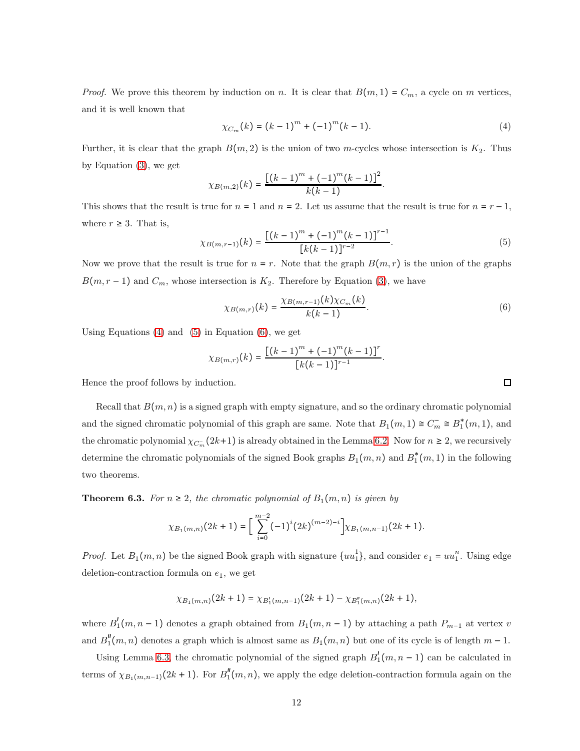*Proof.* We prove this theorem by induction on $n$. It is clear that $B(m,1) = C_m$, a cycle on $m$ vertices, and it is well known that

$$\chi_{C_m}(k) = (k-1)^m + (-1)^m(k-1). \tag{4}$$

Further, it is clear that the graph $B(m,2)$ is the union of two $m$-cycles whose intersection is $K_2$. Thus by Equation (3), we get

$$\chi_{B(m,2)}(k) = \frac{\left[(k-1)^m + (-1)^m(k-1)\right]^2}{k(k-1)}.$$

This shows that the result is true for $n = 1$ and $n = 2$. Let us assume that the result is true for $n = r-1$, where $r \geq 3$. That is,

$$\chi_{B(m,r-1)}(k) = \frac{\left[(k-1)^m + (-1)^m(k-1)\right]^{r-1}}{\left[k(k-1)\right]^{r-2}}. \tag{5}$$

Now we prove that the result is true for $n = r$. Note that the graph $B(m,r)$ is the union of the graphs $B(m,r-1)$ and $C_m$, whose intersection is $K_2$. Therefore by Equation (3), we have

$$\chi_{B(m,r)}(k) = \frac{\chi_{B(m,r-1)}(k)\chi_{C_m}(k)}{k(k-1)}. \tag{6}$$

Using Equations (4) and (5) in Equation (6), we get

$$\chi_{B(m,r)}(k) = \frac{\left[(k-1)^m + (-1)^m(k-1)\right]^{r}}{\left[k(k-1)\right]^{r-1}}.$$

Hence the proof follows by induction. $\square$

Recall that $B(m,n)$ is a signed graph with empty signature, and so the ordinary chromatic polynomial and the signed chromatic polynomial of this graph are same. Note that $B_1(m,1) \cong C_m^- \cong B_1^*(m,1)$, and the chromatic polynomial $\chi_{C_m^-}(2k+1)$ is already obtained in the Lemma 6.2. Now for $n \geq 2$, we recursively determine the chromatic polynomials of the signed Book graphs $B_1(m,n)$ and $B_1^*(m,1)$ in the following two theorems.

**Theorem 6.3.** *For $n \geq 2$, the chromatic polynomial of $B_1(m,n)$ is given by*

$$\chi_{B_1(m,n)}(2k+1) = \Big[\sum_{i=0}^{m-2}(-1)^i(2k)^{(m-2)-i}\Big]\chi_{B_1(m,n-1)}(2k+1).$$

*Proof.* Let $B_1(m,n)$ be the signed Book graph with signature $\{uu_1^1\}$, and consider $e_1 = uu_1^n$. Using edge deletion-contraction formula on $e_1$, we get

$$\chi_{B_1(m,n)}(2k+1) = \chi_{B_1^{\prime}(m,n-1)}(2k+1) - \chi_{B_1^{\prime\prime}(m,n)}(2k+1),$$

where $B_1^{\prime}(m,n-1)$ denotes a graph obtained from $B_1(m,n-1)$ by attaching a path $P_{m-1}$ at vertex $v$ and $B_1^{\prime\prime}(m,n)$ denotes a graph which is almost same as $B_1(m,n)$ but one of its cycle is of length $m-1$.

Using Lemma 6.3, the chromatic polynomial of the signed graph $B_1^{\prime}(m,n-1)$ can be calculated in terms of $\chi_{B_1(m,n-1)}(2k+1)$. For $B_1^{\prime\prime}(m,n)$, we apply the edge deletion-contraction formula again on the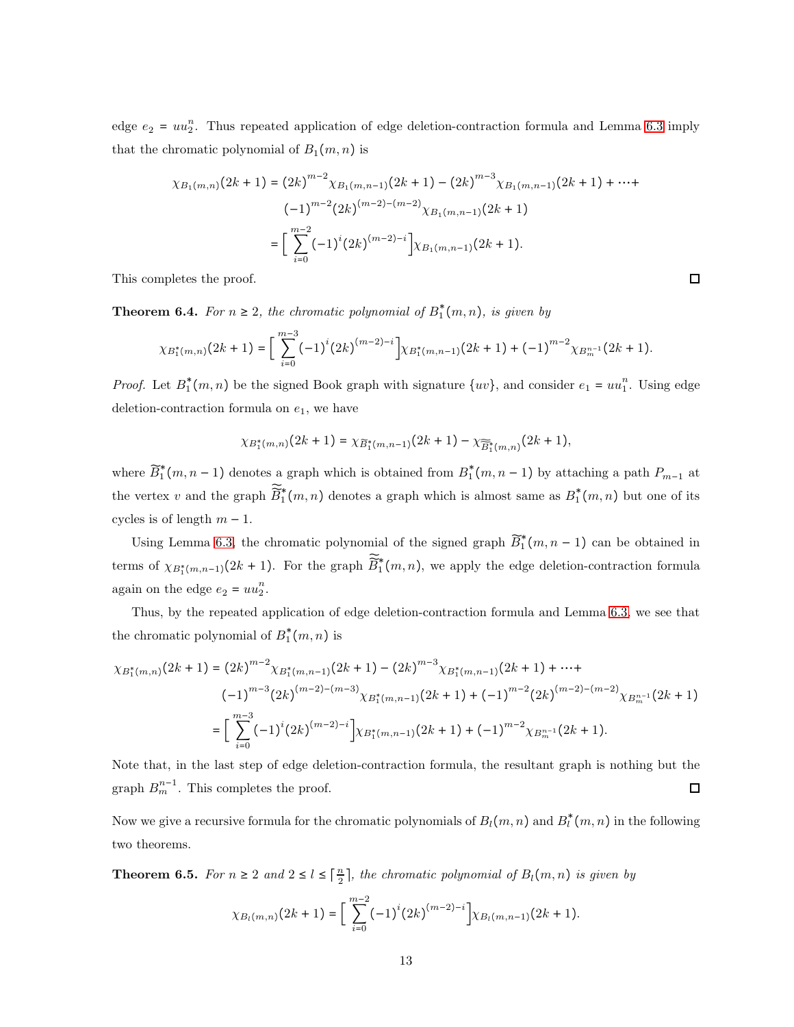edge $e_2 = uu_2^n$. Thus repeated application of edge deletion-contraction formula and Lemma 6.3 imply that the chromatic polynomial of $B_1(m,n)$ is

$$\begin{aligned}\chi_{B_1(m,n)}(2k+1) &= (2k)^{m-2}\chi_{B_1(m,n-1)}(2k+1) - (2k)^{m-3}\chi_{B_1(m,n-1)}(2k+1) + \cdots + \\ &\quad (-1)^{m-2}(2k)^{(m-2)-(m-2)}\chi_{B_1(m,n-1)}(2k+1) \\ &= \Big[\sum_{i=0}^{m-2}(-1)^i(2k)^{(m-2)-i}\Big]\chi_{B_1(m,n-1)}(2k+1).\end{aligned}$$

This completes the proof. ◻

**Theorem 6.4.** *For $n \geq 2$, the chromatic polynomial of $B_1^*(m,n)$, is given by*

$$\chi_{B_1^*(m,n)}(2k+1) = \Big[\sum_{i=0}^{m-3}(-1)^i(2k)^{(m-2)-i}\Big]\chi_{B_1^*(m,n-1)}(2k+1) + (-1)^{m-2}\chi_{B_m^{n-1}}(2k+1).$$

*Proof.* Let $B_1^*(m,n)$ be the signed Book graph with signature $\{uv\}$, and consider $e_1 = uu_1^n$. Using edge deletion-contraction formula on $e_1$, we have

$$\chi_{B_1^*(m,n)}(2k+1) = \chi_{\widetilde{B}_1^*(m,n-1)}(2k+1) - \chi_{\widetilde{\widetilde{B}}_1^*(m,n)}(2k+1),$$

where $\widetilde{B}_1^*(m,n-1)$ denotes a graph which is obtained from $B_1^*(m,n-1)$ by attaching a path $P_{m-1}$ at the vertex $v$ and the graph $\widetilde{\widetilde{B}}_1^*(m,n)$ denotes a graph which is almost same as $B_1^*(m,n)$ but one of its cycles is of length $m-1$.

Using Lemma 6.3, the chromatic polynomial of the signed graph $\widetilde{B}_1^*(m,n-1)$ can be obtained in terms of $\chi_{B_1^*(m,n-1)}(2k+1)$. For the graph $\widetilde{\widetilde{B}}_1^*(m,n)$, we apply the edge deletion-contraction formula again on the edge $e_2 = uu_2^n$.

Thus, by the repeated application of edge deletion-contraction formula and Lemma 6.3, we see that the chromatic polynomial of $B_1^*(m,n)$ is

$$\begin{aligned}\chi_{B_1^*(m,n)}(2k+1) &= (2k)^{m-2}\chi_{B_1^*(m,n-1)}(2k+1) - (2k)^{m-3}\chi_{B_1^*(m,n-1)}(2k+1) + \cdots + \\ &\quad (-1)^{m-3}(2k)^{(m-2)-(m-3)}\chi_{B_1^*(m,n-1)}(2k+1) + (-1)^{m-2}(2k)^{(m-2)-(m-2)}\chi_{B_m^{n-1}}(2k+1) \\ &= \Big[\sum_{i=0}^{m-3}(-1)^i(2k)^{(m-2)-i}\Big]\chi_{B_1^*(m,n-1)}(2k+1) + (-1)^{m-2}\chi_{B_m^{n-1}}(2k+1).\end{aligned}$$

Note that, in the last step of edge deletion-contraction formula, the resultant graph is nothing but the graph $B_m^{n-1}$. This completes the proof. ◻

Now we give a recursive formula for the chromatic polynomials of $B_l(m,n)$ and $B_l^*(m,n)$ in the following two theorems.

**Theorem 6.5.** *For $n \geq 2$ and $2 \leq l \leq \lceil \frac{n}{2} \rceil$, the chromatic polynomial of $B_l(m,n)$ is given by*

$$\chi_{B_l(m,n)}(2k+1) = \Big[\sum_{i=0}^{m-2}(-1)^i(2k)^{(m-2)-i}\Big]\chi_{B_l(m,n-1)}(2k+1).$$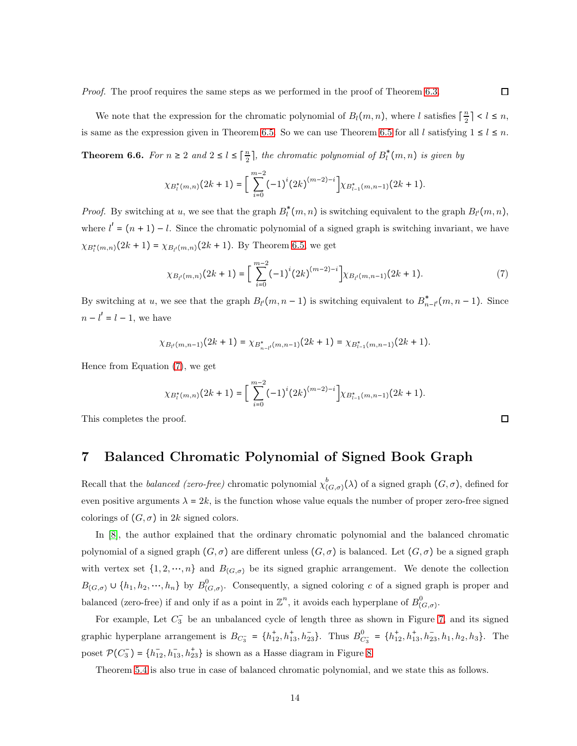*Proof.* The proof requires the same steps as we performed in the proof of Theorem 6.3. ☐

We note that the expression for the chromatic polynomial of $B_l(m,n)$, where $l$ satisfies $\lceil \frac{n}{2} \rceil < l \leq n$, is same as the expression given in Theorem 6.5. So we can use Theorem 6.5 for all $l$ satisfying $1 \leq l \leq n$.

**Theorem 6.6.** *For $n \geq 2$ and $2 \leq l \leq \lceil \frac{n}{2} \rceil$, the chromatic polynomial of $B_l^*(m,n)$ is given by*

$$\chi_{B_l^*(m,n)}(2k+1) = \Big[\sum_{i=0}^{m-2} (-1)^i (2k)^{(m-2)-i}\Big] \chi_{B_{l-1}^*(m,n-1)}(2k+1).$$

*Proof.* By switching at $u$, we see that the graph $B_l^*(m,n)$ is switching equivalent to the graph $B_{l'}(m,n)$, where $l' = (n+1) - l$. Since the chromatic polynomial of a signed graph is switching invariant, we have $\chi_{B_l^*(m,n)}(2k+1) = \chi_{B_{l'}(m,n)}(2k+1)$. By Theorem 6.5, we get

$$\chi_{B_{l'}(m,n)}(2k+1) = \Big[\sum_{i=0}^{m-2} (-1)^i (2k)^{(m-2)-i}\Big] \chi_{B_{l'}(m,n-1)}(2k+1). \tag{7}$$

By switching at $u$, we see that the graph $B_{l'}(m,n-1)$ is switching equivalent to $B_{n-l'}^*(m,n-1)$. Since $n - l' = l - 1$, we have

$$\chi_{B_{l'}(m,n-1)}(2k+1) = \chi_{B_{n-l'}^*(m,n-1)}(2k+1) = \chi_{B_{l-1}^*(m,n-1)}(2k+1).$$

Hence from Equation (7), we get

$$\chi_{B_l^*(m,n)}(2k+1) = \Big[\sum_{i=0}^{m-2} (-1)^i (2k)^{(m-2)-i}\Big] \chi_{B_{l-1}^*(m,n-1)}(2k+1).$$

This completes the proof. ☐

## 7 Balanced Chromatic Polynomial of Signed Book Graph

Recall that the *balanced (zero-free)* chromatic polynomial $\chi^b_{(G,\sigma)}(\lambda)$ of a signed graph $(G,\sigma)$, defined for even positive arguments $\lambda = 2k$, is the function whose value equals the number of proper zero-free signed colorings of $(G,\sigma)$ in $2k$ signed colors.

In [8], the author explained that the ordinary chromatic polynomial and the balanced chromatic polynomial of a signed graph $(G,\sigma)$ are different unless $(G,\sigma)$ is balanced. Let $(G,\sigma)$ be a signed graph with vertex set $\{1,2,\cdots,n\}$ and $B_{(G,\sigma)}$ be its signed graphic arrangement. We denote the collection $B_{(G,\sigma)} \cup \{h_1,h_2,\cdots,h_n\}$ by $B^0_{(G,\sigma)}$. Consequently, a signed coloring $c$ of a signed graph is proper and balanced (zero-free) if and only if as a point in $\mathbb{Z}^n$, it avoids each hyperplane of $B^0_{(G,\sigma)}$.

For example, Let $C_3^-$ be an unbalanced cycle of length three as shown in Figure 7, and its signed graphic hyperplane arrangement is $B_{C_3^-} = \{h^+_{12}, h^+_{13}, h^-_{23}\}$. Thus $B^0_{C_3^-} = \{h^+_{12}, h^+_{13}, h^-_{23}, h_1, h_2, h_3\}$. The poset $\mathcal{P}(C_3^-) = \{h^-_{12}, h^-_{13}, h^+_{23}\}$ is shown as a Hasse diagram in Figure 8.

Theorem 5.4 is also true in case of balanced chromatic polynomial, and we state this as follows.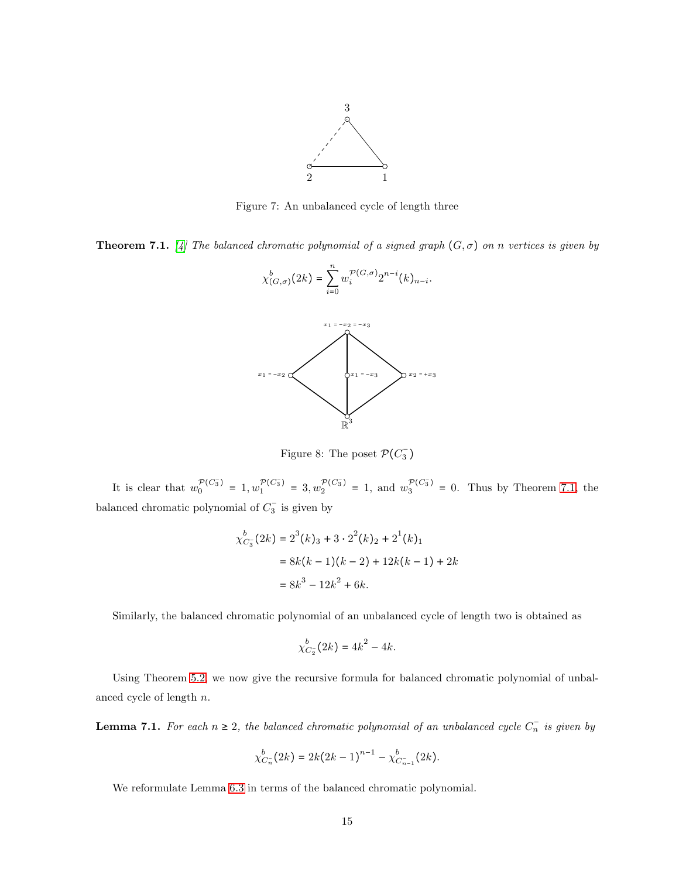Figure 7: An unbalanced cycle of length three

**Theorem 7.1.** [4] *The balanced chromatic polynomial of a signed graph* $(G, \sigma)$ *on* $n$ *vertices is given by*

$$\chi^b_{(G,\sigma)}(2k) = \sum_{i=0}^{n} w_i^{\mathcal{P}(G,\sigma)} 2^{n-i} (k)_{n-i}.$$

Figure 8: The poset $\mathcal{P}(C_3^-)$

It is clear that $w_0^{\mathcal{P}(C_3^-)} = 1, w_1^{\mathcal{P}(C_3^-)} = 3, w_2^{\mathcal{P}(C_3^-)} = 1$, and $w_3^{\mathcal{P}(C_3^-)} = 0$. Thus by Theorem 7.1, the balanced chromatic polynomial of $C_3^-$ is given by

$$\begin{aligned}
\chi^b_{C_3^-}(2k) &= 2^3 (k)_3 + 3 \cdot 2^2 (k)_2 + 2^1 (k)_1 \\
&= 8k(k-1)(k-2) + 12k(k-1) + 2k \\
&= 8k^3 - 12k^2 + 6k.
\end{aligned}$$

Similarly, the balanced chromatic polynomial of an unbalanced cycle of length two is obtained as

$$\chi^b_{C_2^-}(2k) = 4k^2 - 4k.$$

Using Theorem 5.2, we now give the recursive formula for balanced chromatic polynomial of unbalanced cycle of length $n$.

**Lemma 7.1.** *For each* $n \geq 2$*, the balanced chromatic polynomial of an unbalanced cycle* $C_n^-$ *is given by*

$$\chi^b_{C_n^-}(2k) = 2k(2k-1)^{n-1} - \chi^b_{C_{n-1}^-}(2k).$$

We reformulate Lemma 6.3 in terms of the balanced chromatic polynomial.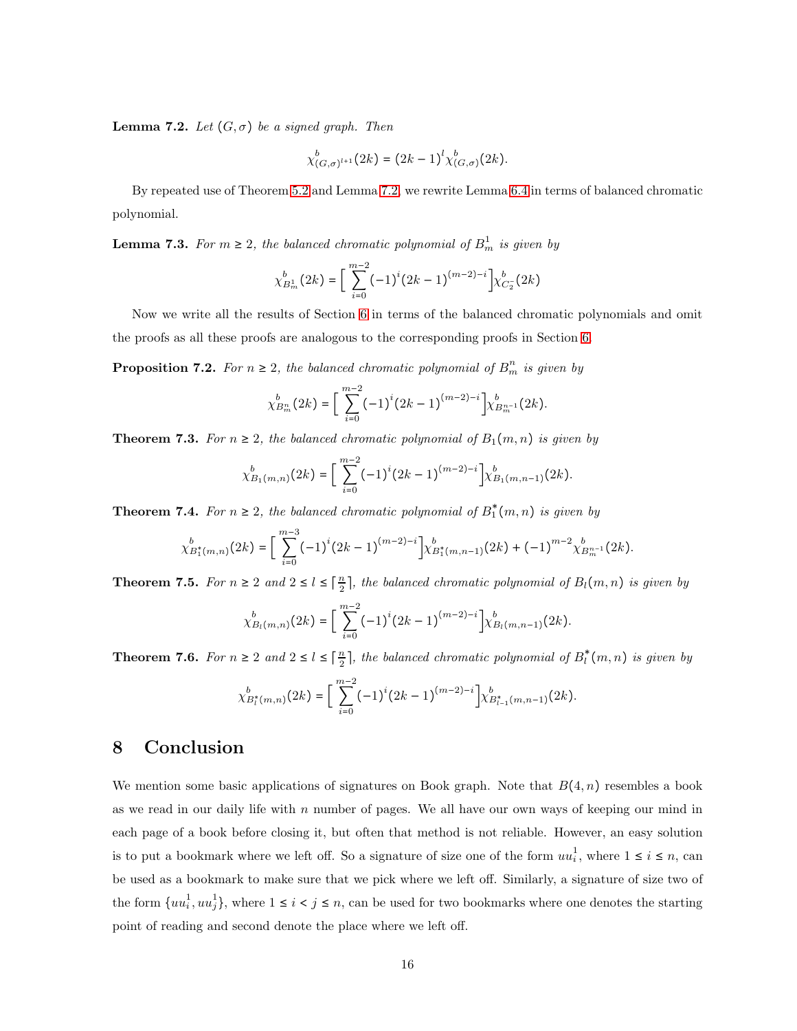**Lemma 7.2.** *Let $(G,\sigma)$ be a signed graph. Then*

$$\chi^b_{(G,\sigma)^{l+1}}(2k) = (2k-1)^l \chi^b_{(G,\sigma)}(2k).$$

By repeated use of Theorem 5.2 and Lemma 7.2, we rewrite Lemma 6.4 in terms of balanced chromatic polynomial.

**Lemma 7.3.** *For $m \geq 2$, the balanced chromatic polynomial of $B^1_m$ is given by*

$$\chi^b_{B^1_m}(2k) = \Big[\sum_{i=0}^{m-2}(-1)^i(2k-1)^{(m-2)-i}\Big]\chi^b_{C_2^-}(2k)$$

Now we write all the results of Section 6 in terms of the balanced chromatic polynomials and omit the proofs as all these proofs are analogous to the corresponding proofs in Section 6.

**Proposition 7.2.** *For $n \geq 2$, the balanced chromatic polynomial of $B^n_m$ is given by*

$$\chi^b_{B^n_m}(2k) = \Big[\sum_{i=0}^{m-2}(-1)^i(2k-1)^{(m-2)-i}\Big]\chi^b_{B^{n-1}_m}(2k).$$

**Theorem 7.3.** *For $n \geq 2$, the balanced chromatic polynomial of $B_1(m,n)$ is given by*

$$\chi^b_{B_1(m,n)}(2k) = \Big[\sum_{i=0}^{m-2}(-1)^i(2k-1)^{(m-2)-i}\Big]\chi^b_{B_1(m,n-1)}(2k).$$

**Theorem 7.4.** *For $n \geq 2$, the balanced chromatic polynomial of $B^*_1(m,n)$ is given by*

$$\chi^b_{B^*_1(m,n)}(2k) = \Big[\sum_{i=0}^{m-3}(-1)^i(2k-1)^{(m-2)-i}\Big]\chi^b_{B^*_1(m,n-1)}(2k) + (-1)^{m-2}\chi^b_{B^{n-1}_m}(2k).$$

**Theorem 7.5.** *For $n \geq 2$ and $2 \leq l \leq \lceil \frac{n}{2} \rceil$, the balanced chromatic polynomial of $B_l(m,n)$ is given by*

$$\chi^b_{B_l(m,n)}(2k) = \Big[\sum_{i=0}^{m-2}(-1)^i(2k-1)^{(m-2)-i}\Big]\chi^b_{B_l(m,n-1)}(2k).$$

**Theorem 7.6.** *For $n \geq 2$ and $2 \leq l \leq \lceil \frac{n}{2} \rceil$, the balanced chromatic polynomial of $B^*_l(m,n)$ is given by*

$$\chi^b_{B^*_l(m,n)}(2k) = \Big[\sum_{i=0}^{m-2}(-1)^i(2k-1)^{(m-2)-i}\Big]\chi^b_{B^*_{l-1}(m,n-1)}(2k).$$

# 8 Conclusion

We mention some basic applications of signatures on Book graph. Note that $B(4,n)$ resembles a book as we read in our daily life with $n$ number of pages. We all have our own ways of keeping our mind in each page of a book before closing it, but often that method is not reliable. However, an easy solution is to put a bookmark where we left off. So a signature of size one of the form $uu^1_i$, where $1 \leq i \leq n$, can be used as a bookmark to make sure that we pick where we left off. Similarly, a signature of size two of the form $\{uu^1_i, uu^1_j\}$, where $1 \leq i < j \leq n$, can be used for two bookmarks where one denotes the starting point of reading and second denote the place where we left off.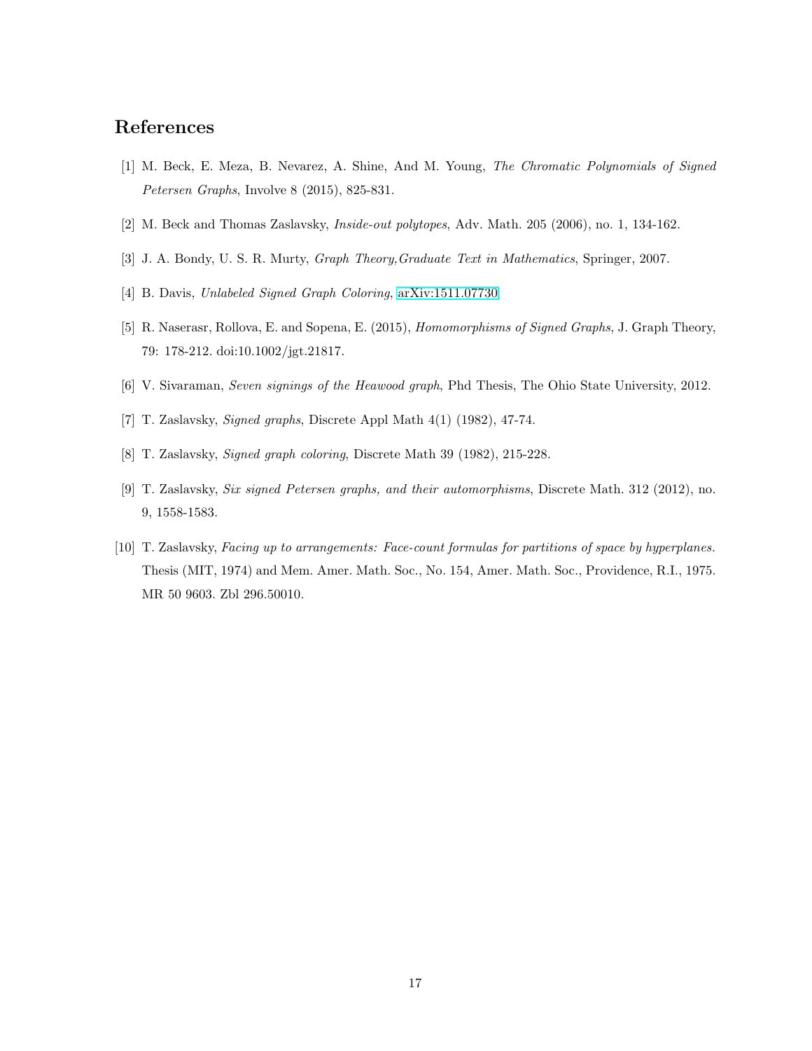## References

[1] M. Beck, E. Meza, B. Nevarez, A. Shine, And M. Young, *The Chromatic Polynomials of Signed Petersen Graphs*, Involve 8 (2015), 825-831.

[2] M. Beck and Thomas Zaslavsky, *Inside-out polytopes*, Adv. Math. 205 (2006), no. 1, 134-162.

[3] J. A. Bondy, U. S. R. Murty, *Graph Theory,Graduate Text in Mathematics*, Springer, 2007.

[4] B. Davis, *Unlabeled Signed Graph Coloring*, arXiv:1511.07730

[5] R. Naserasr, Rollova, E. and Sopena, E. (2015), *Homomorphisms of Signed Graphs*, J. Graph Theory, 79: 178-212. doi:10.1002/jgt.21817.

[6] V. Sivaraman, *Seven signings of the Heawood graph*, Phd Thesis, The Ohio State University, 2012.

[7] T. Zaslavsky, *Signed graphs*, Discrete Appl Math 4(1) (1982), 47-74.

[8] T. Zaslavsky, *Signed graph coloring*, Discrete Math 39 (1982), 215-228.

[9] T. Zaslavsky, *Six signed Petersen graphs, and their automorphisms*, Discrete Math. 312 (2012), no. 9, 1558-1583.

[10] T. Zaslavsky, *Facing up to arrangements: Face-count formulas for partitions of space by hyperplanes.* Thesis (MIT, 1974) and Mem. Amer. Math. Soc., No. 154, Amer. Math. Soc., Providence, R.I., 1975. MR 50 9603. Zbl 296.50010.